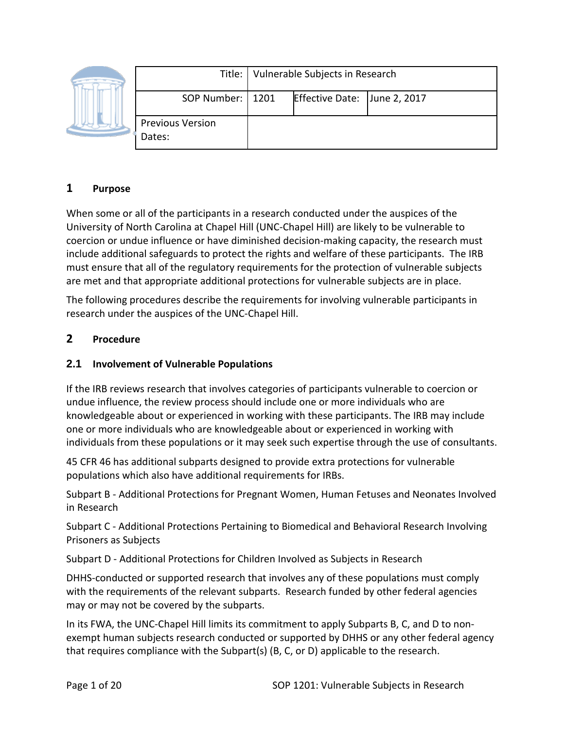| | | | |
|---|---|---|---|
| Title: | Vulnerable Subjects in Research | | |
| SOP Number: | 1201 | Effective Date: | June 2, 2017 |
| Previous Version Dates: | | | |

## 1 Purpose

When some or all of the participants in a research conducted under the auspices of the University of North Carolina at Chapel Hill (UNC-Chapel Hill) are likely to be vulnerable to coercion or undue influence or have diminished decision-making capacity, the research must include additional safeguards to protect the rights and welfare of these participants. The IRB must ensure that all of the regulatory requirements for the protection of vulnerable subjects are met and that appropriate additional protections for vulnerable subjects are in place.

The following procedures describe the requirements for involving vulnerable participants in research under the auspices of the UNC-Chapel Hill.

## 2 Procedure

### 2.1 Involvement of Vulnerable Populations

If the IRB reviews research that involves categories of participants vulnerable to coercion or undue influence, the review process should include one or more individuals who are knowledgeable about or experienced in working with these participants. The IRB may include one or more individuals who are knowledgeable about or experienced in working with individuals from these populations or it may seek such expertise through the use of consultants.

45 CFR 46 has additional subparts designed to provide extra protections for vulnerable populations which also have additional requirements for IRBs.

Subpart B - Additional Protections for Pregnant Women, Human Fetuses and Neonates Involved in Research

Subpart C - Additional Protections Pertaining to Biomedical and Behavioral Research Involving Prisoners as Subjects

Subpart D - Additional Protections for Children Involved as Subjects in Research

DHHS-conducted or supported research that involves any of these populations must comply with the requirements of the relevant subparts. Research funded by other federal agencies may or may not be covered by the subparts.

In its FWA, the UNC-Chapel Hill limits its commitment to apply Subparts B, C, and D to non-exempt human subjects research conducted or supported by DHHS or any other federal agency that requires compliance with the Subpart(s) (B, C, or D) applicable to the research.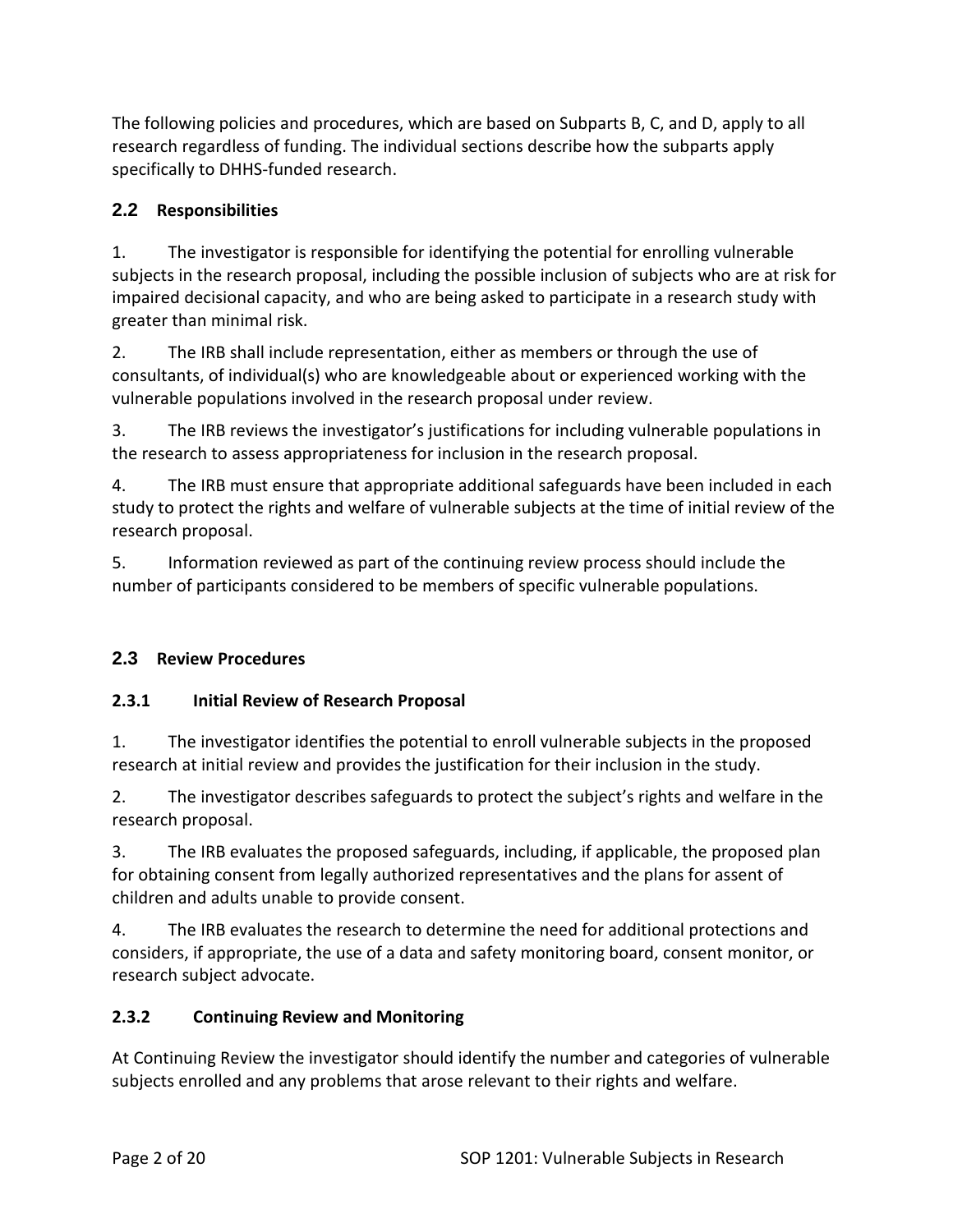The following policies and procedures, which are based on Subparts B, C, and D, apply to all research regardless of funding. The individual sections describe how the subparts apply specifically to DHHS-funded research.

## 2.2 Responsibilities

1. The investigator is responsible for identifying the potential for enrolling vulnerable subjects in the research proposal, including the possible inclusion of subjects who are at risk for impaired decisional capacity, and who are being asked to participate in a research study with greater than minimal risk.

2. The IRB shall include representation, either as members or through the use of consultants, of individual(s) who are knowledgeable about or experienced working with the vulnerable populations involved in the research proposal under review.

3. The IRB reviews the investigator's justifications for including vulnerable populations in the research to assess appropriateness for inclusion in the research proposal.

4. The IRB must ensure that appropriate additional safeguards have been included in each study to protect the rights and welfare of vulnerable subjects at the time of initial review of the research proposal.

5. Information reviewed as part of the continuing review process should include the number of participants considered to be members of specific vulnerable populations.

## 2.3 Review Procedures

### 2.3.1 Initial Review of Research Proposal

1. The investigator identifies the potential to enroll vulnerable subjects in the proposed research at initial review and provides the justification for their inclusion in the study.

2. The investigator describes safeguards to protect the subject's rights and welfare in the research proposal.

3. The IRB evaluates the proposed safeguards, including, if applicable, the proposed plan for obtaining consent from legally authorized representatives and the plans for assent of children and adults unable to provide consent.

4. The IRB evaluates the research to determine the need for additional protections and considers, if appropriate, the use of a data and safety monitoring board, consent monitor, or research subject advocate.

### 2.3.2 Continuing Review and Monitoring

At Continuing Review the investigator should identify the number and categories of vulnerable subjects enrolled and any problems that arose relevant to their rights and welfare.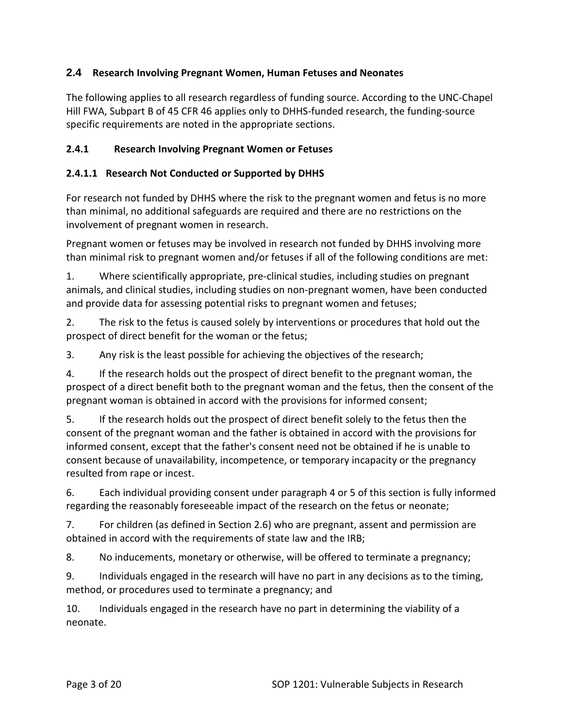## 2.4 Research Involving Pregnant Women, Human Fetuses and Neonates

The following applies to all research regardless of funding source. According to the UNC-Chapel Hill FWA, Subpart B of 45 CFR 46 applies only to DHHS-funded research, the funding-source specific requirements are noted in the appropriate sections.

### 2.4.1 Research Involving Pregnant Women or Fetuses

#### 2.4.1.1 Research Not Conducted or Supported by DHHS

For research not funded by DHHS where the risk to the pregnant women and fetus is no more than minimal, no additional safeguards are required and there are no restrictions on the involvement of pregnant women in research.

Pregnant women or fetuses may be involved in research not funded by DHHS involving more than minimal risk to pregnant women and/or fetuses if all of the following conditions are met:

1. Where scientifically appropriate, pre-clinical studies, including studies on pregnant animals, and clinical studies, including studies on non-pregnant women, have been conducted and provide data for assessing potential risks to pregnant women and fetuses;
2. The risk to the fetus is caused solely by interventions or procedures that hold out the prospect of direct benefit for the woman or the fetus;
3. Any risk is the least possible for achieving the objectives of the research;
4. If the research holds out the prospect of direct benefit to the pregnant woman, the prospect of a direct benefit both to the pregnant woman and the fetus, then the consent of the pregnant woman is obtained in accord with the provisions for informed consent;
5. If the research holds out the prospect of direct benefit solely to the fetus then the consent of the pregnant woman and the father is obtained in accord with the provisions for informed consent, except that the father's consent need not be obtained if he is unable to consent because of unavailability, incompetence, or temporary incapacity or the pregnancy resulted from rape or incest.
6. Each individual providing consent under paragraph 4 or 5 of this section is fully informed regarding the reasonably foreseeable impact of the research on the fetus or neonate;
7. For children (as defined in Section 2.6) who are pregnant, assent and permission are obtained in accord with the requirements of state law and the IRB;
8. No inducements, monetary or otherwise, will be offered to terminate a pregnancy;
9. Individuals engaged in the research will have no part in any decisions as to the timing, method, or procedures used to terminate a pregnancy; and
10. Individuals engaged in the research have no part in determining the viability of a neonate.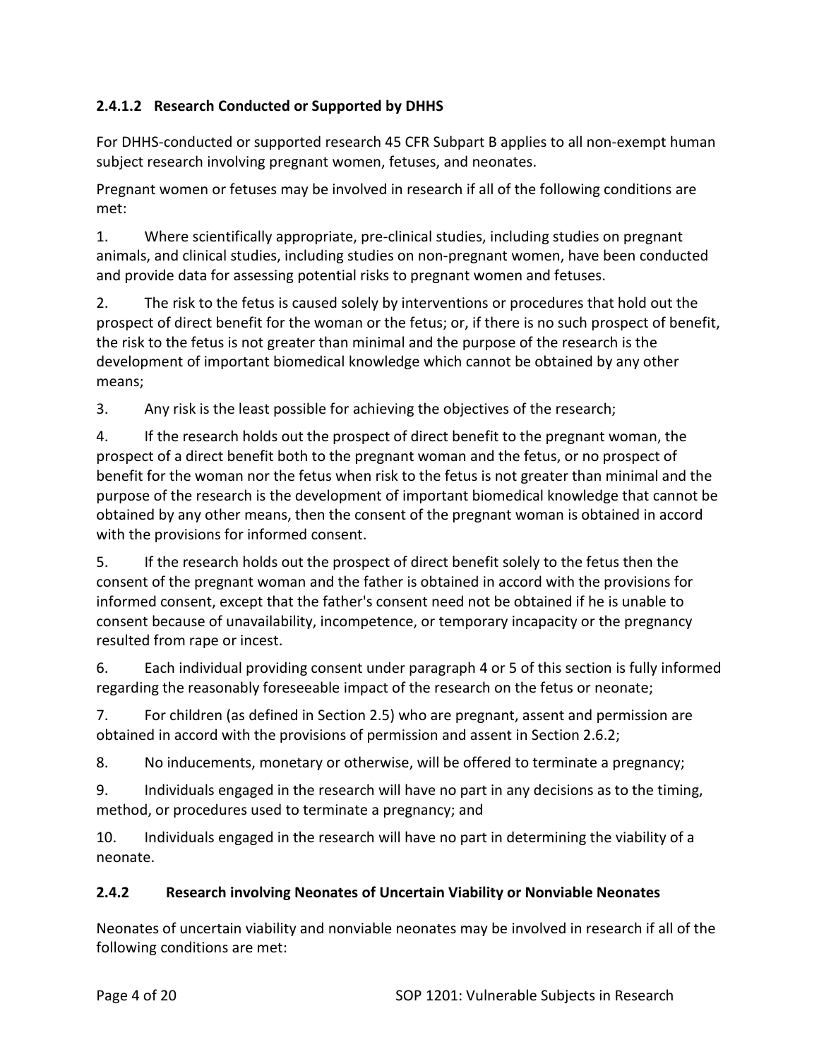#### 2.4.1.2 Research Conducted or Supported by DHHS

For DHHS-conducted or supported research 45 CFR Subpart B applies to all non-exempt human subject research involving pregnant women, fetuses, and neonates.

Pregnant women or fetuses may be involved in research if all of the following conditions are met:

1. Where scientifically appropriate, pre-clinical studies, including studies on pregnant animals, and clinical studies, including studies on non-pregnant women, have been conducted and provide data for assessing potential risks to pregnant women and fetuses.
2. The risk to the fetus is caused solely by interventions or procedures that hold out the prospect of direct benefit for the woman or the fetus; or, if there is no such prospect of benefit, the risk to the fetus is not greater than minimal and the purpose of the research is the development of important biomedical knowledge which cannot be obtained by any other means;
3. Any risk is the least possible for achieving the objectives of the research;
4. If the research holds out the prospect of direct benefit to the pregnant woman, the prospect of a direct benefit both to the pregnant woman and the fetus, or no prospect of benefit for the woman nor the fetus when risk to the fetus is not greater than minimal and the purpose of the research is the development of important biomedical knowledge that cannot be obtained by any other means, then the consent of the pregnant woman is obtained in accord with the provisions for informed consent.
5. If the research holds out the prospect of direct benefit solely to the fetus then the consent of the pregnant woman and the father is obtained in accord with the provisions for informed consent, except that the father's consent need not be obtained if he is unable to consent because of unavailability, incompetence, or temporary incapacity or the pregnancy resulted from rape or incest.
6. Each individual providing consent under paragraph 4 or 5 of this section is fully informed regarding the reasonably foreseeable impact of the research on the fetus or neonate;
7. For children (as defined in Section 2.5) who are pregnant, assent and permission are obtained in accord with the provisions of permission and assent in Section 2.6.2;
8. No inducements, monetary or otherwise, will be offered to terminate a pregnancy;
9. Individuals engaged in the research will have no part in any decisions as to the timing, method, or procedures used to terminate a pregnancy; and
10. Individuals engaged in the research will have no part in determining the viability of a neonate.

### 2.4.2 Research involving Neonates of Uncertain Viability or Nonviable Neonates

Neonates of uncertain viability and nonviable neonates may be involved in research if all of the following conditions are met: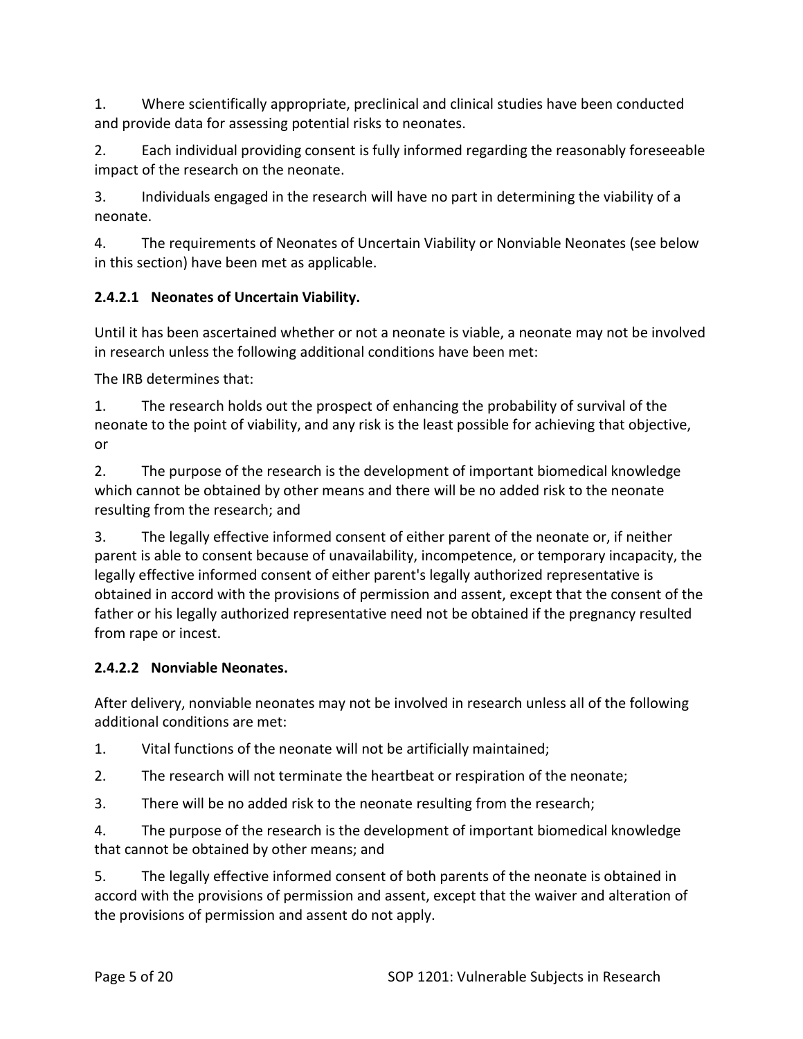1. Where scientifically appropriate, preclinical and clinical studies have been conducted and provide data for assessing potential risks to neonates.

2. Each individual providing consent is fully informed regarding the reasonably foreseeable impact of the research on the neonate.

3. Individuals engaged in the research will have no part in determining the viability of a neonate.

4. The requirements of Neonates of Uncertain Viability or Nonviable Neonates (see below in this section) have been met as applicable.

### 2.4.2.1 Neonates of Uncertain Viability.

Until it has been ascertained whether or not a neonate is viable, a neonate may not be involved in research unless the following additional conditions have been met:

The IRB determines that:

1. The research holds out the prospect of enhancing the probability of survival of the neonate to the point of viability, and any risk is the least possible for achieving that objective, or

2. The purpose of the research is the development of important biomedical knowledge which cannot be obtained by other means and there will be no added risk to the neonate resulting from the research; and

3. The legally effective informed consent of either parent of the neonate or, if neither parent is able to consent because of unavailability, incompetence, or temporary incapacity, the legally effective informed consent of either parent's legally authorized representative is obtained in accord with the provisions of permission and assent, except that the consent of the father or his legally authorized representative need not be obtained if the pregnancy resulted from rape or incest.

### 2.4.2.2 Nonviable Neonates.

After delivery, nonviable neonates may not be involved in research unless all of the following additional conditions are met:

1. Vital functions of the neonate will not be artificially maintained;

2. The research will not terminate the heartbeat or respiration of the neonate;

3. There will be no added risk to the neonate resulting from the research;

4. The purpose of the research is the development of important biomedical knowledge that cannot be obtained by other means; and

5. The legally effective informed consent of both parents of the neonate is obtained in accord with the provisions of permission and assent, except that the waiver and alteration of the provisions of permission and assent do not apply.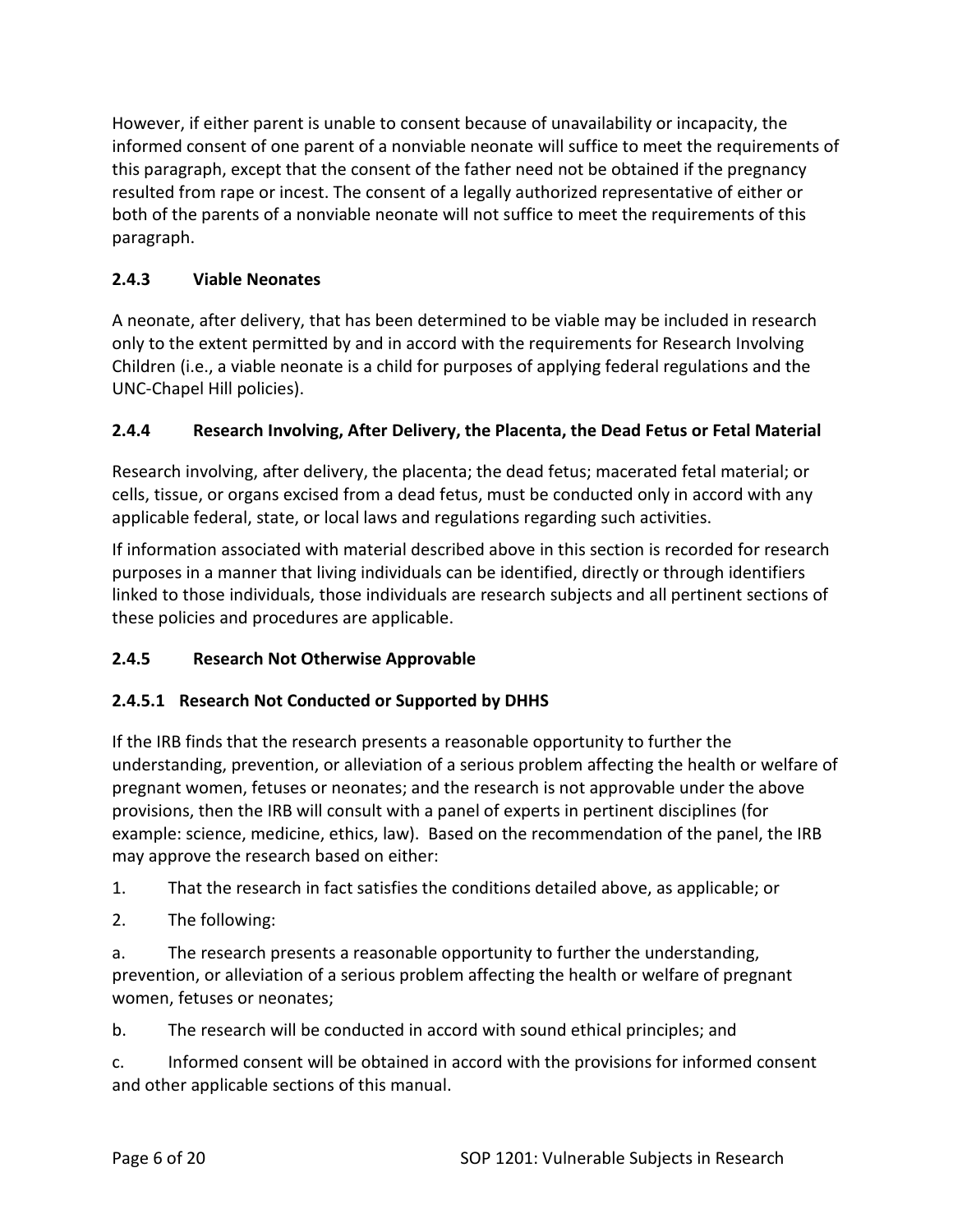However, if either parent is unable to consent because of unavailability or incapacity, the informed consent of one parent of a nonviable neonate will suffice to meet the requirements of this paragraph, except that the consent of the father need not be obtained if the pregnancy resulted from rape or incest. The consent of a legally authorized representative of either or both of the parents of a nonviable neonate will not suffice to meet the requirements of this paragraph.

### 2.4.3 Viable Neonates

A neonate, after delivery, that has been determined to be viable may be included in research only to the extent permitted by and in accord with the requirements for Research Involving Children (i.e., a viable neonate is a child for purposes of applying federal regulations and the UNC-Chapel Hill policies).

### 2.4.4 Research Involving, After Delivery, the Placenta, the Dead Fetus or Fetal Material

Research involving, after delivery, the placenta; the dead fetus; macerated fetal material; or cells, tissue, or organs excised from a dead fetus, must be conducted only in accord with any applicable federal, state, or local laws and regulations regarding such activities.

If information associated with material described above in this section is recorded for research purposes in a manner that living individuals can be identified, directly or through identifiers linked to those individuals, those individuals are research subjects and all pertinent sections of these policies and procedures are applicable.

### 2.4.5 Research Not Otherwise Approvable

#### 2.4.5.1 Research Not Conducted or Supported by DHHS

If the IRB finds that the research presents a reasonable opportunity to further the understanding, prevention, or alleviation of a serious problem affecting the health or welfare of pregnant women, fetuses or neonates; and the research is not approvable under the above provisions, then the IRB will consult with a panel of experts in pertinent disciplines (for example: science, medicine, ethics, law). Based on the recommendation of the panel, the IRB may approve the research based on either:

1. That the research in fact satisfies the conditions detailed above, as applicable; or
2. The following:

a. The research presents a reasonable opportunity to further the understanding, prevention, or alleviation of a serious problem affecting the health or welfare of pregnant women, fetuses or neonates;

b. The research will be conducted in accord with sound ethical principles; and

c. Informed consent will be obtained in accord with the provisions for informed consent and other applicable sections of this manual.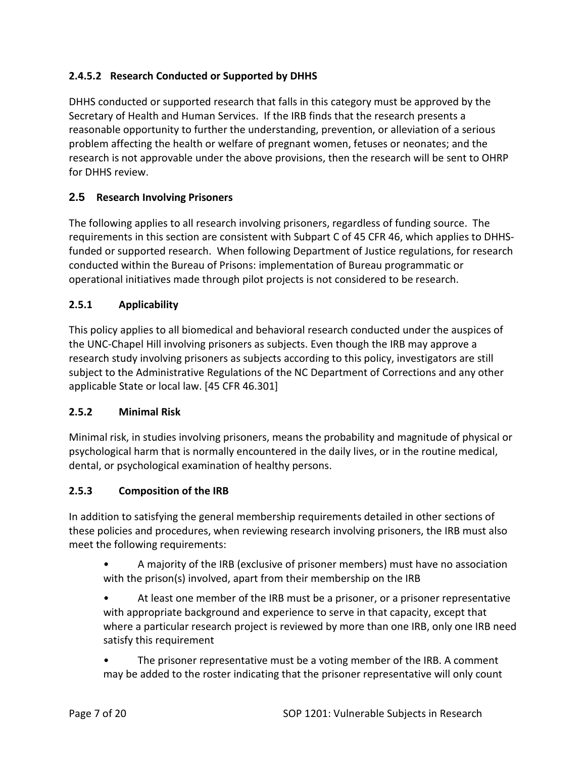### 2.4.5.2 Research Conducted or Supported by DHHS

DHHS conducted or supported research that falls in this category must be approved by the Secretary of Health and Human Services. If the IRB finds that the research presents a reasonable opportunity to further the understanding, prevention, or alleviation of a serious problem affecting the health or welfare of pregnant women, fetuses or neonates; and the research is not approvable under the above provisions, then the research will be sent to OHRP for DHHS review.

## 2.5 Research Involving Prisoners

The following applies to all research involving prisoners, regardless of funding source. The requirements in this section are consistent with Subpart C of 45 CFR 46, which applies to DHHS-funded or supported research. When following Department of Justice regulations, for research conducted within the Bureau of Prisons: implementation of Bureau programmatic or operational initiatives made through pilot projects is not considered to be research.

### 2.5.1 Applicability

This policy applies to all biomedical and behavioral research conducted under the auspices of the UNC-Chapel Hill involving prisoners as subjects. Even though the IRB may approve a research study involving prisoners as subjects according to this policy, investigators are still subject to the Administrative Regulations of the NC Department of Corrections and any other applicable State or local law. [45 CFR 46.301]

### 2.5.2 Minimal Risk

Minimal risk, in studies involving prisoners, means the probability and magnitude of physical or psychological harm that is normally encountered in the daily lives, or in the routine medical, dental, or psychological examination of healthy persons.

### 2.5.3 Composition of the IRB

In addition to satisfying the general membership requirements detailed in other sections of these policies and procedures, when reviewing research involving prisoners, the IRB must also meet the following requirements:

- A majority of the IRB (exclusive of prisoner members) must have no association with the prison(s) involved, apart from their membership on the IRB
- At least one member of the IRB must be a prisoner, or a prisoner representative with appropriate background and experience to serve in that capacity, except that where a particular research project is reviewed by more than one IRB, only one IRB need satisfy this requirement
- The prisoner representative must be a voting member of the IRB. A comment may be added to the roster indicating that the prisoner representative will only count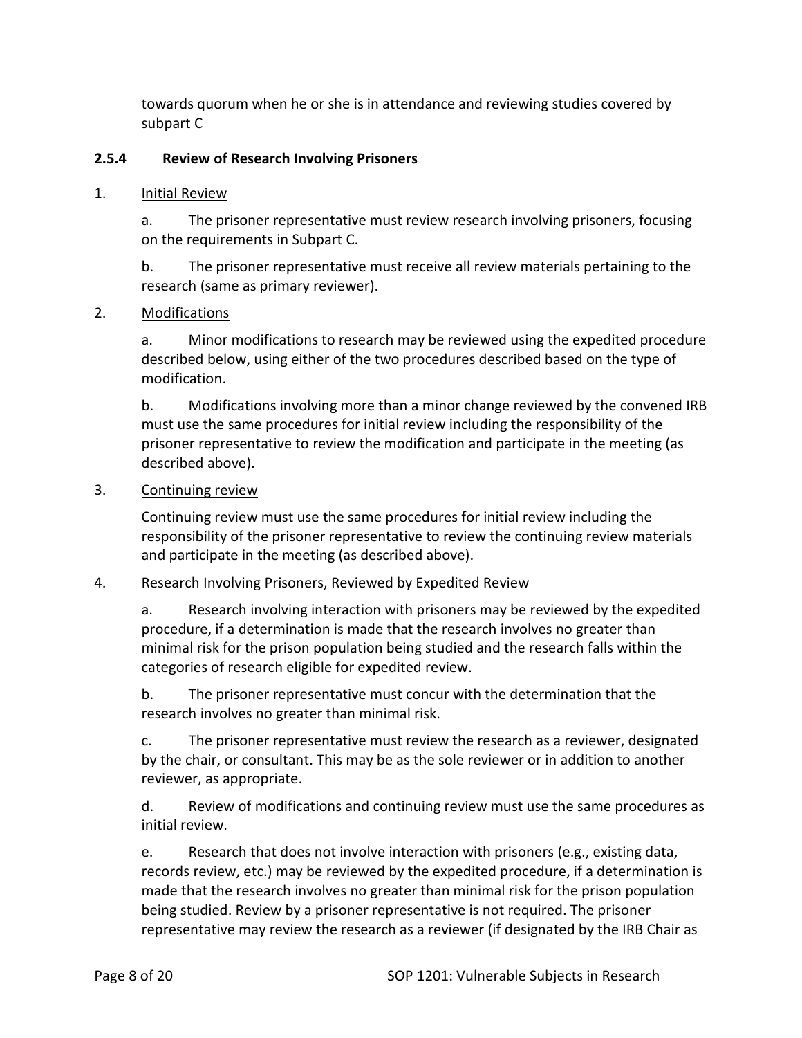towards quorum when he or she is in attendance and reviewing studies covered by subpart C

### 2.5.4 Review of Research Involving Prisoners

1. <u>Initial Review</u>

   a. The prisoner representative must review research involving prisoners, focusing on the requirements in Subpart C.

   b. The prisoner representative must receive all review materials pertaining to the research (same as primary reviewer).

2. <u>Modifications</u>

   a. Minor modifications to research may be reviewed using the expedited procedure described below, using either of the two procedures described based on the type of modification.

   b. Modifications involving more than a minor change reviewed by the convened IRB must use the same procedures for initial review including the responsibility of the prisoner representative to review the modification and participate in the meeting (as described above).

3. <u>Continuing review</u>

   Continuing review must use the same procedures for initial review including the responsibility of the prisoner representative to review the continuing review materials and participate in the meeting (as described above).

4. <u>Research Involving Prisoners, Reviewed by Expedited Review</u>

   a. Research involving interaction with prisoners may be reviewed by the expedited procedure, if a determination is made that the research involves no greater than minimal risk for the prison population being studied and the research falls within the categories of research eligible for expedited review.

   b. The prisoner representative must concur with the determination that the research involves no greater than minimal risk.

   c. The prisoner representative must review the research as a reviewer, designated by the chair, or consultant. This may be as the sole reviewer or in addition to another reviewer, as appropriate.

   d. Review of modifications and continuing review must use the same procedures as initial review.

   e. Research that does not involve interaction with prisoners (e.g., existing data, records review, etc.) may be reviewed by the expedited procedure, if a determination is made that the research involves no greater than minimal risk for the prison population being studied. Review by a prisoner representative is not required. The prisoner representative may review the research as a reviewer (if designated by the IRB Chair as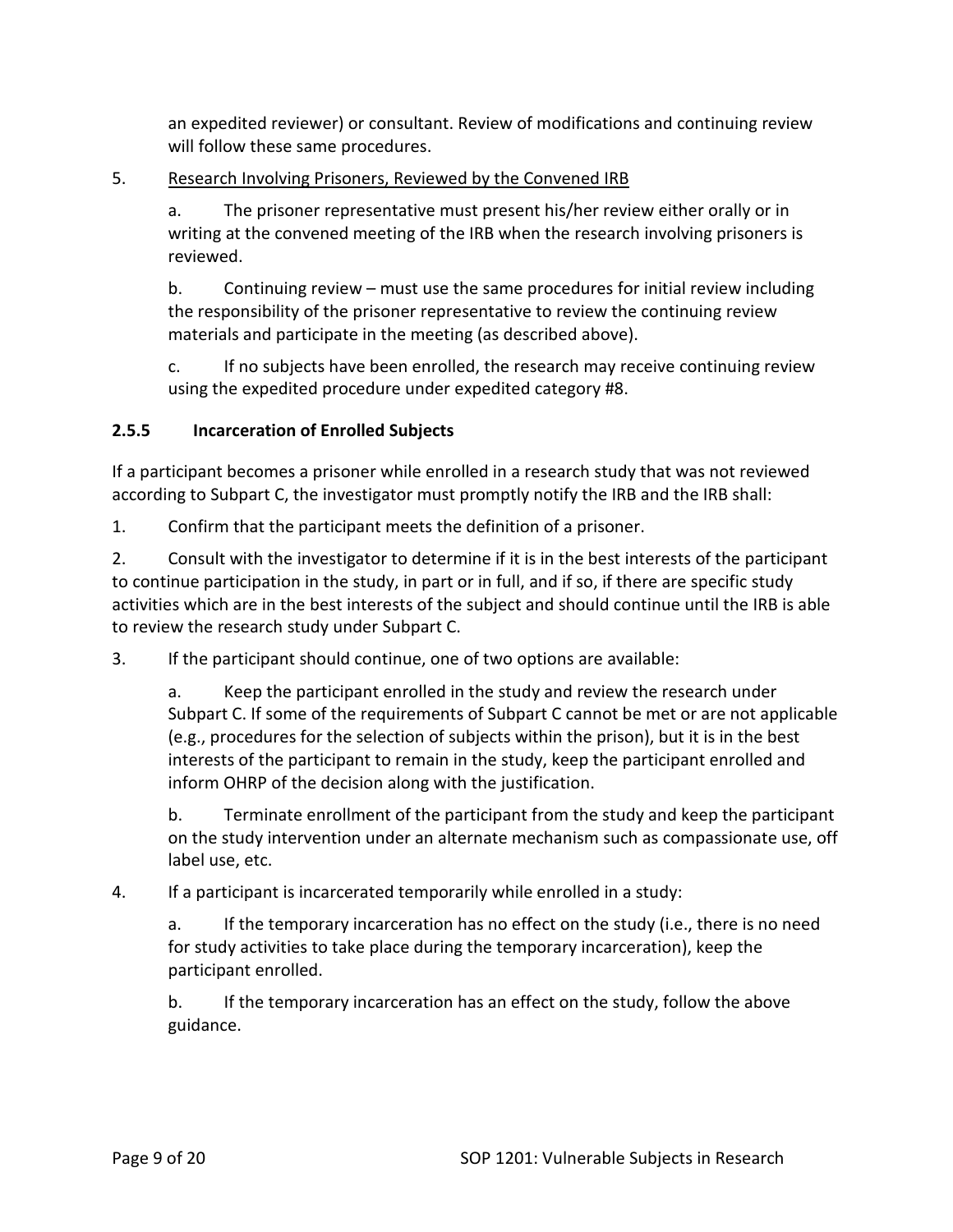an expedited reviewer) or consultant. Review of modifications and continuing review will follow these same procedures.

5. Research Involving Prisoners, Reviewed by the Convened IRB

   a. The prisoner representative must present his/her review either orally or in writing at the convened meeting of the IRB when the research involving prisoners is reviewed.

   b. Continuing review – must use the same procedures for initial review including the responsibility of the prisoner representative to review the continuing review materials and participate in the meeting (as described above).

   c. If no subjects have been enrolled, the research may receive continuing review using the expedited procedure under expedited category #8.

### 2.5.5 Incarceration of Enrolled Subjects

If a participant becomes a prisoner while enrolled in a research study that was not reviewed according to Subpart C, the investigator must promptly notify the IRB and the IRB shall:

1. Confirm that the participant meets the definition of a prisoner.

2. Consult with the investigator to determine if it is in the best interests of the participant to continue participation in the study, in part or in full, and if so, if there are specific study activities which are in the best interests of the subject and should continue until the IRB is able to review the research study under Subpart C.

3. If the participant should continue, one of two options are available:

   a. Keep the participant enrolled in the study and review the research under Subpart C. If some of the requirements of Subpart C cannot be met or are not applicable (e.g., procedures for the selection of subjects within the prison), but it is in the best interests of the participant to remain in the study, keep the participant enrolled and inform OHRP of the decision along with the justification.

   b. Terminate enrollment of the participant from the study and keep the participant on the study intervention under an alternate mechanism such as compassionate use, off label use, etc.

4. If a participant is incarcerated temporarily while enrolled in a study:

   a. If the temporary incarceration has no effect on the study (i.e., there is no need for study activities to take place during the temporary incarceration), keep the participant enrolled.

   b. If the temporary incarceration has an effect on the study, follow the above guidance.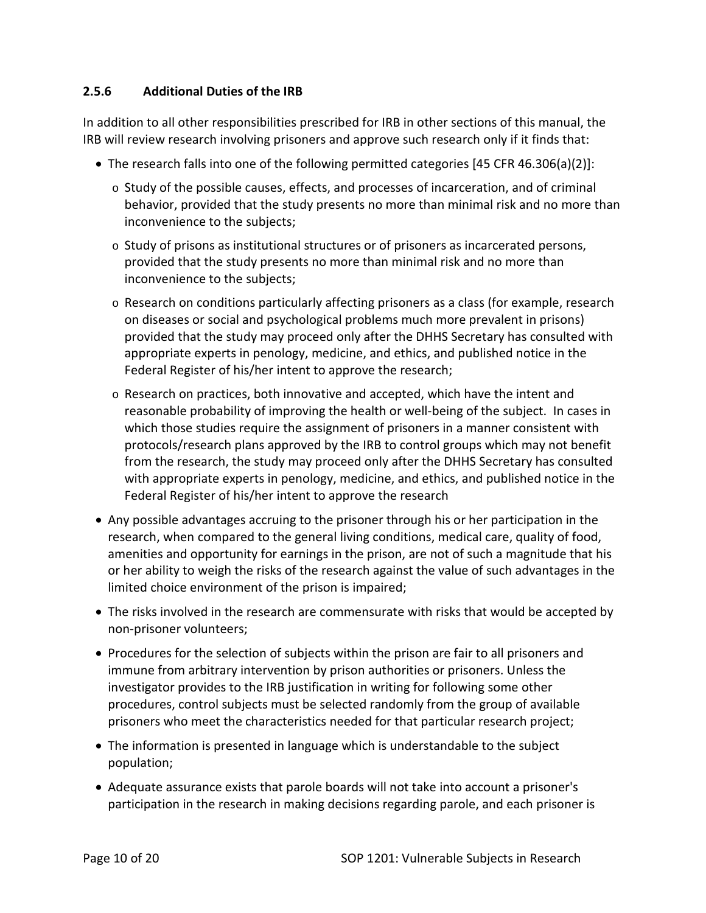### 2.5.6 Additional Duties of the IRB

In addition to all other responsibilities prescribed for IRB in other sections of this manual, the IRB will review research involving prisoners and approve such research only if it finds that:

- The research falls into one of the following permitted categories [45 CFR 46.306(a)(2)]:
  - Study of the possible causes, effects, and processes of incarceration, and of criminal behavior, provided that the study presents no more than minimal risk and no more than inconvenience to the subjects;
  - Study of prisons as institutional structures or of prisoners as incarcerated persons, provided that the study presents no more than minimal risk and no more than inconvenience to the subjects;
  - Research on conditions particularly affecting prisoners as a class (for example, research on diseases or social and psychological problems much more prevalent in prisons) provided that the study may proceed only after the DHHS Secretary has consulted with appropriate experts in penology, medicine, and ethics, and published notice in the Federal Register of his/her intent to approve the research;
  - Research on practices, both innovative and accepted, which have the intent and reasonable probability of improving the health or well-being of the subject. In cases in which those studies require the assignment of prisoners in a manner consistent with protocols/research plans approved by the IRB to control groups which may not benefit from the research, the study may proceed only after the DHHS Secretary has consulted with appropriate experts in penology, medicine, and ethics, and published notice in the Federal Register of his/her intent to approve the research
- Any possible advantages accruing to the prisoner through his or her participation in the research, when compared to the general living conditions, medical care, quality of food, amenities and opportunity for earnings in the prison, are not of such a magnitude that his or her ability to weigh the risks of the research against the value of such advantages in the limited choice environment of the prison is impaired;
- The risks involved in the research are commensurate with risks that would be accepted by non-prisoner volunteers;
- Procedures for the selection of subjects within the prison are fair to all prisoners and immune from arbitrary intervention by prison authorities or prisoners. Unless the investigator provides to the IRB justification in writing for following some other procedures, control subjects must be selected randomly from the group of available prisoners who meet the characteristics needed for that particular research project;
- The information is presented in language which is understandable to the subject population;
- Adequate assurance exists that parole boards will not take into account a prisoner's participation in the research in making decisions regarding parole, and each prisoner is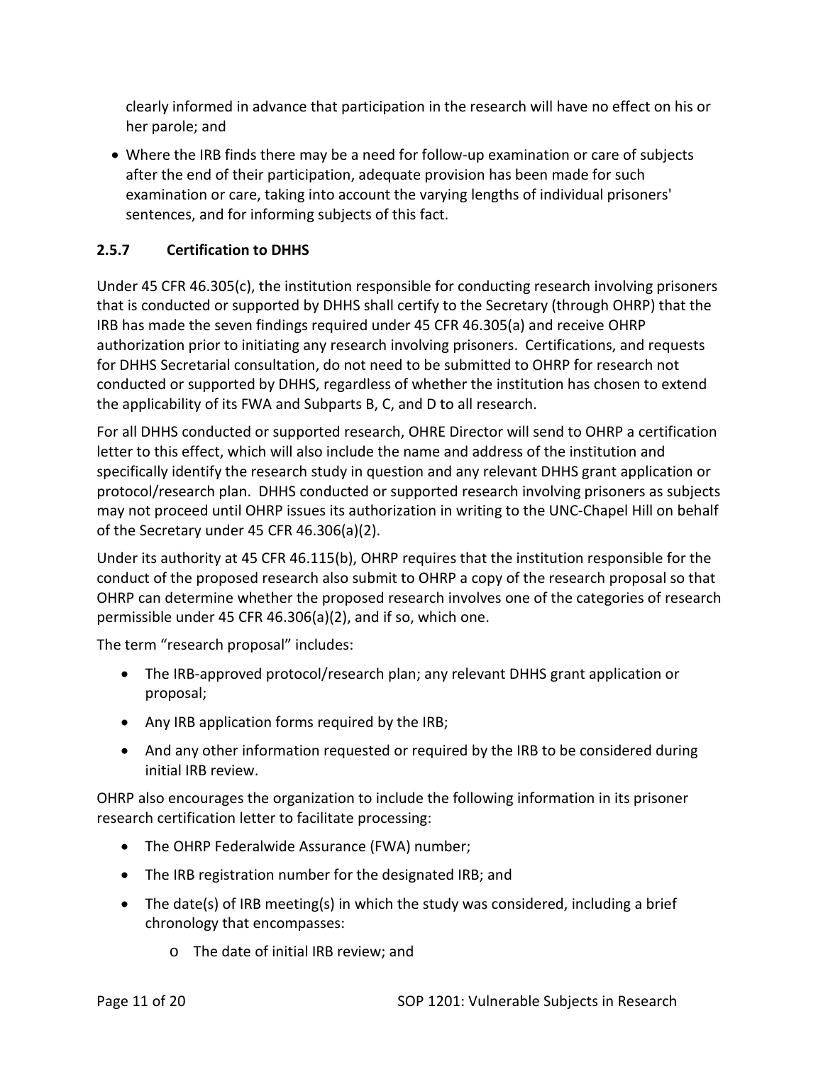clearly informed in advance that participation in the research will have no effect on his or her parole; and

- Where the IRB finds there may be a need for follow-up examination or care of subjects after the end of their participation, adequate provision has been made for such examination or care, taking into account the varying lengths of individual prisoners' sentences, and for informing subjects of this fact.

### 2.5.7 Certification to DHHS

Under 45 CFR 46.305(c), the institution responsible for conducting research involving prisoners that is conducted or supported by DHHS shall certify to the Secretary (through OHRP) that the IRB has made the seven findings required under 45 CFR 46.305(a) and receive OHRP authorization prior to initiating any research involving prisoners. Certifications, and requests for DHHS Secretarial consultation, do not need to be submitted to OHRP for research not conducted or supported by DHHS, regardless of whether the institution has chosen to extend the applicability of its FWA and Subparts B, C, and D to all research.

For all DHHS conducted or supported research, OHRE Director will send to OHRP a certification letter to this effect, which will also include the name and address of the institution and specifically identify the research study in question and any relevant DHHS grant application or protocol/research plan. DHHS conducted or supported research involving prisoners as subjects may not proceed until OHRP issues its authorization in writing to the UNC-Chapel Hill on behalf of the Secretary under 45 CFR 46.306(a)(2).

Under its authority at 45 CFR 46.115(b), OHRP requires that the institution responsible for the conduct of the proposed research also submit to OHRP a copy of the research proposal so that OHRP can determine whether the proposed research involves one of the categories of research permissible under 45 CFR 46.306(a)(2), and if so, which one.

The term "research proposal" includes:

- The IRB-approved protocol/research plan; any relevant DHHS grant application or proposal;
- Any IRB application forms required by the IRB;
- And any other information requested or required by the IRB to be considered during initial IRB review.

OHRP also encourages the organization to include the following information in its prisoner research certification letter to facilitate processing:

- The OHRP Federalwide Assurance (FWA) number;
- The IRB registration number for the designated IRB; and
- The date(s) of IRB meeting(s) in which the study was considered, including a brief chronology that encompasses:
    - The date of initial IRB review; and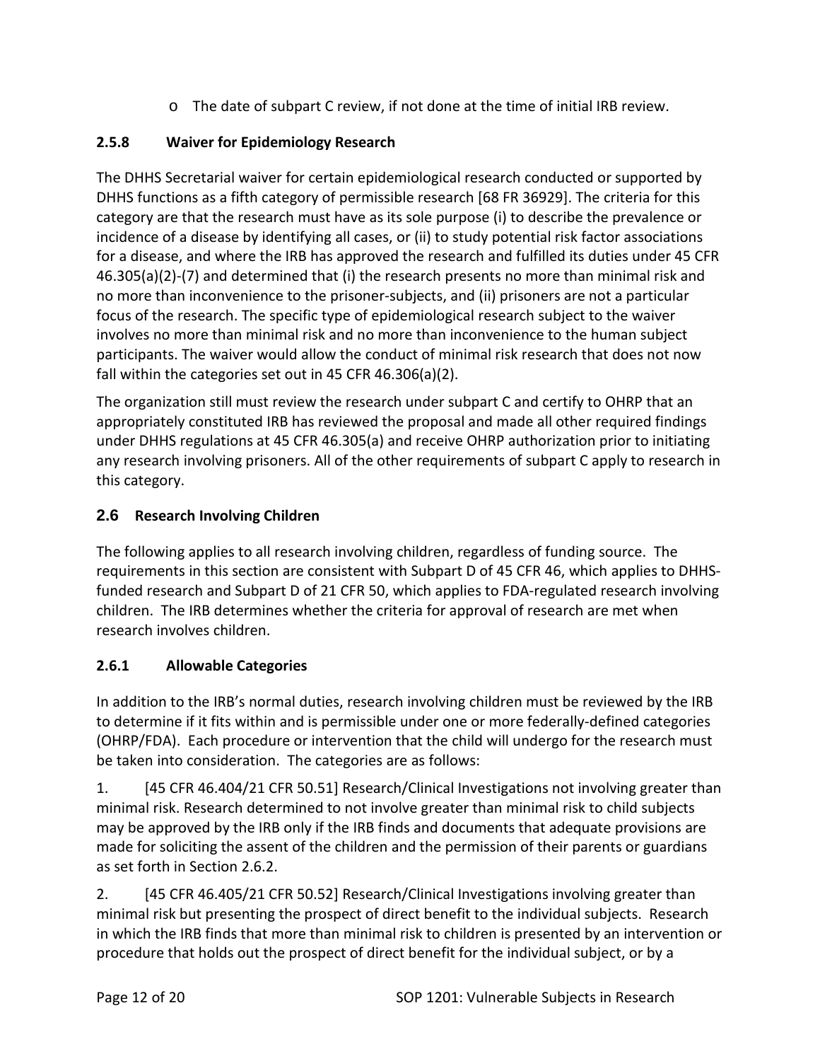- The date of subpart C review, if not done at the time of initial IRB review.

### 2.5.8 Waiver for Epidemiology Research

The DHHS Secretarial waiver for certain epidemiological research conducted or supported by DHHS functions as a fifth category of permissible research [68 FR 36929]. The criteria for this category are that the research must have as its sole purpose (i) to describe the prevalence or incidence of a disease by identifying all cases, or (ii) to study potential risk factor associations for a disease, and where the IRB has approved the research and fulfilled its duties under 45 CFR 46.305(a)(2)-(7) and determined that (i) the research presents no more than minimal risk and no more than inconvenience to the prisoner-subjects, and (ii) prisoners are not a particular focus of the research. The specific type of epidemiological research subject to the waiver involves no more than minimal risk and no more than inconvenience to the human subject participants. The waiver would allow the conduct of minimal risk research that does not now fall within the categories set out in 45 CFR 46.306(a)(2).

The organization still must review the research under subpart C and certify to OHRP that an appropriately constituted IRB has reviewed the proposal and made all other required findings under DHHS regulations at 45 CFR 46.305(a) and receive OHRP authorization prior to initiating any research involving prisoners. All of the other requirements of subpart C apply to research in this category.

## 2.6 Research Involving Children

The following applies to all research involving children, regardless of funding source. The requirements in this section are consistent with Subpart D of 45 CFR 46, which applies to DHHS-funded research and Subpart D of 21 CFR 50, which applies to FDA-regulated research involving children. The IRB determines whether the criteria for approval of research are met when research involves children.

### 2.6.1 Allowable Categories

In addition to the IRB's normal duties, research involving children must be reviewed by the IRB to determine if it fits within and is permissible under one or more federally-defined categories (OHRP/FDA). Each procedure or intervention that the child will undergo for the research must be taken into consideration. The categories are as follows:

1. [45 CFR 46.404/21 CFR 50.51] Research/Clinical Investigations not involving greater than minimal risk. Research determined to not involve greater than minimal risk to child subjects may be approved by the IRB only if the IRB finds and documents that adequate provisions are made for soliciting the assent of the children and the permission of their parents or guardians as set forth in Section 2.6.2.

2. [45 CFR 46.405/21 CFR 50.52] Research/Clinical Investigations involving greater than minimal risk but presenting the prospect of direct benefit to the individual subjects. Research in which the IRB finds that more than minimal risk to children is presented by an intervention or procedure that holds out the prospect of direct benefit for the individual subject, or by a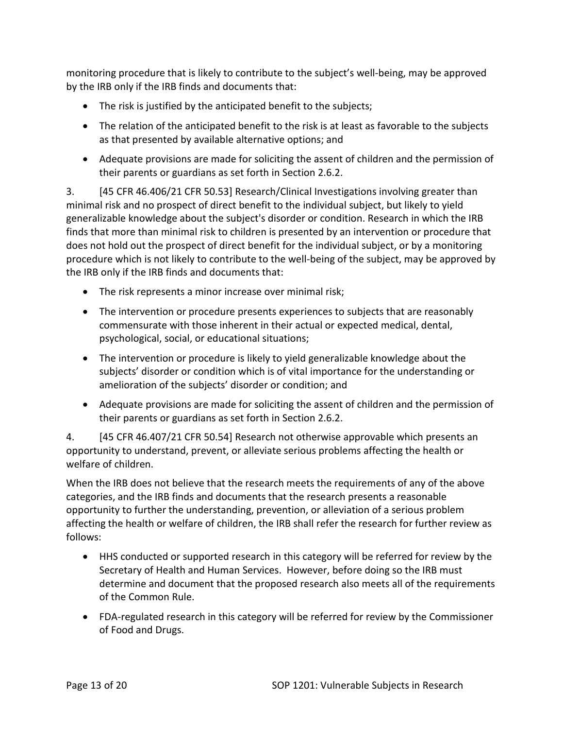monitoring procedure that is likely to contribute to the subject's well-being, may be approved by the IRB only if the IRB finds and documents that:

- The risk is justified by the anticipated benefit to the subjects;
- The relation of the anticipated benefit to the risk is at least as favorable to the subjects as that presented by available alternative options; and
- Adequate provisions are made for soliciting the assent of children and the permission of their parents or guardians as set forth in Section 2.6.2.

3. [45 CFR 46.406/21 CFR 50.53] Research/Clinical Investigations involving greater than minimal risk and no prospect of direct benefit to the individual subject, but likely to yield generalizable knowledge about the subject's disorder or condition. Research in which the IRB finds that more than minimal risk to children is presented by an intervention or procedure that does not hold out the prospect of direct benefit for the individual subject, or by a monitoring procedure which is not likely to contribute to the well-being of the subject, may be approved by the IRB only if the IRB finds and documents that:

- The risk represents a minor increase over minimal risk;
- The intervention or procedure presents experiences to subjects that are reasonably commensurate with those inherent in their actual or expected medical, dental, psychological, social, or educational situations;
- The intervention or procedure is likely to yield generalizable knowledge about the subjects' disorder or condition which is of vital importance for the understanding or amelioration of the subjects' disorder or condition; and
- Adequate provisions are made for soliciting the assent of children and the permission of their parents or guardians as set forth in Section 2.6.2.

4. [45 CFR 46.407/21 CFR 50.54] Research not otherwise approvable which presents an opportunity to understand, prevent, or alleviate serious problems affecting the health or welfare of children.

When the IRB does not believe that the research meets the requirements of any of the above categories, and the IRB finds and documents that the research presents a reasonable opportunity to further the understanding, prevention, or alleviation of a serious problem affecting the health or welfare of children, the IRB shall refer the research for further review as follows:

- HHS conducted or supported research in this category will be referred for review by the Secretary of Health and Human Services. However, before doing so the IRB must determine and document that the proposed research also meets all of the requirements of the Common Rule.
- FDA-regulated research in this category will be referred for review by the Commissioner of Food and Drugs.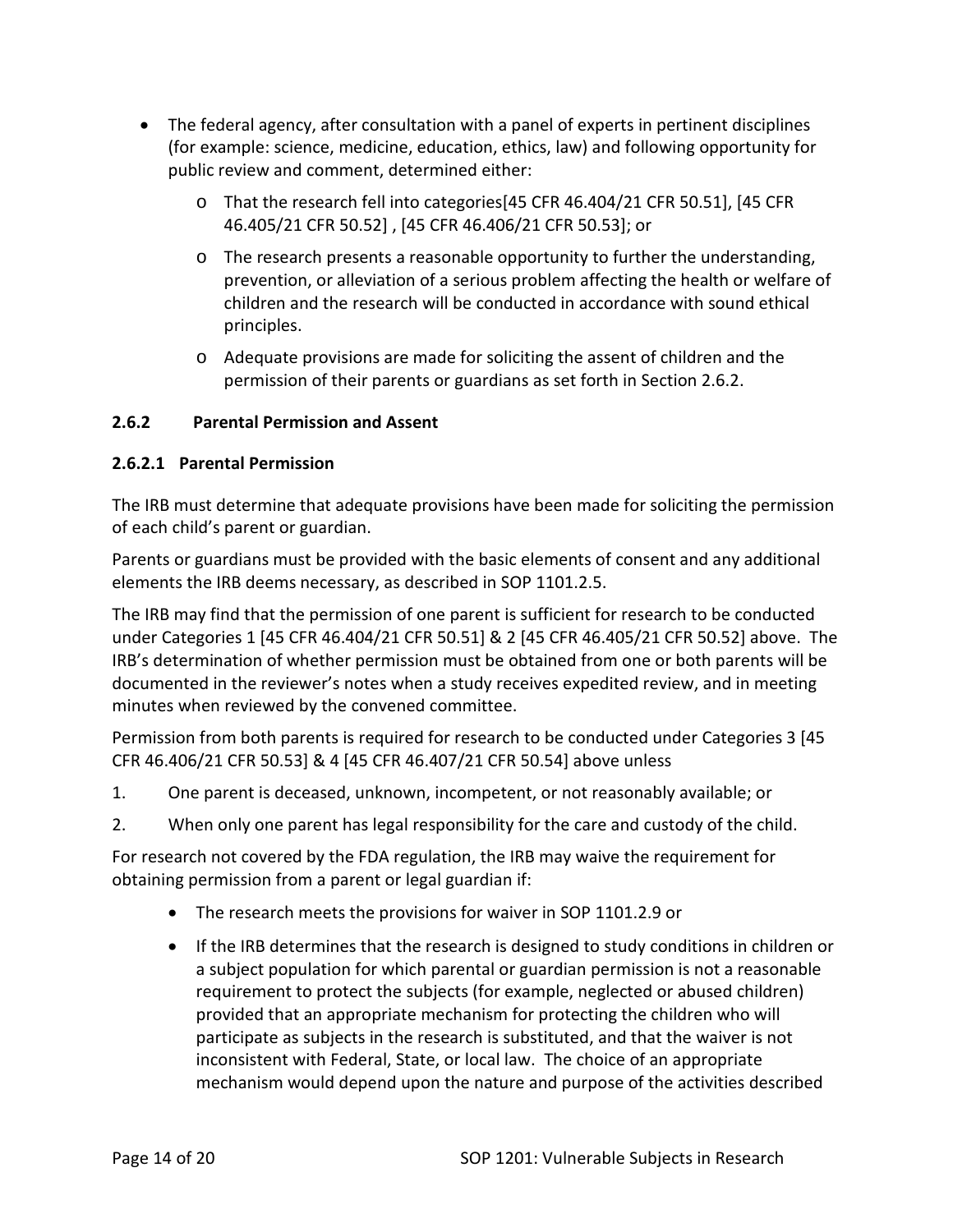- The federal agency, after consultation with a panel of experts in pertinent disciplines (for example: science, medicine, education, ethics, law) and following opportunity for public review and comment, determined either:
  - That the research fell into categories[45 CFR 46.404/21 CFR 50.51], [45 CFR 46.405/21 CFR 50.52] , [45 CFR 46.406/21 CFR 50.53]; or
  - The research presents a reasonable opportunity to further the understanding, prevention, or alleviation of a serious problem affecting the health or welfare of children and the research will be conducted in accordance with sound ethical principles.
  - Adequate provisions are made for soliciting the assent of children and the permission of their parents or guardians as set forth in Section 2.6.2.

### 2.6.2 Parental Permission and Assent

#### 2.6.2.1 Parental Permission

The IRB must determine that adequate provisions have been made for soliciting the permission of each child's parent or guardian.

Parents or guardians must be provided with the basic elements of consent and any additional elements the IRB deems necessary, as described in SOP 1101.2.5.

The IRB may find that the permission of one parent is sufficient for research to be conducted under Categories 1 [45 CFR 46.404/21 CFR 50.51] & 2 [45 CFR 46.405/21 CFR 50.52] above. The IRB's determination of whether permission must be obtained from one or both parents will be documented in the reviewer's notes when a study receives expedited review, and in meeting minutes when reviewed by the convened committee.

Permission from both parents is required for research to be conducted under Categories 3 [45 CFR 46.406/21 CFR 50.53] & 4 [45 CFR 46.407/21 CFR 50.54] above unless

1. One parent is deceased, unknown, incompetent, or not reasonably available; or
2. When only one parent has legal responsibility for the care and custody of the child.

For research not covered by the FDA regulation, the IRB may waive the requirement for obtaining permission from a parent or legal guardian if:

- The research meets the provisions for waiver in SOP 1101.2.9 or
- If the IRB determines that the research is designed to study conditions in children or a subject population for which parental or guardian permission is not a reasonable requirement to protect the subjects (for example, neglected or abused children) provided that an appropriate mechanism for protecting the children who will participate as subjects in the research is substituted, and that the waiver is not inconsistent with Federal, State, or local law. The choice of an appropriate mechanism would depend upon the nature and purpose of the activities described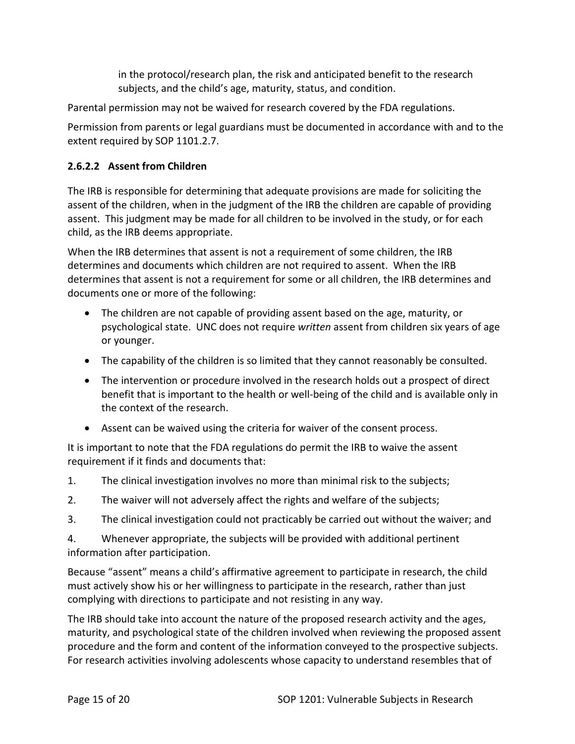in the protocol/research plan, the risk and anticipated benefit to the research subjects, and the child's age, maturity, status, and condition.

Parental permission may not be waived for research covered by the FDA regulations.

Permission from parents or legal guardians must be documented in accordance with and to the extent required by SOP 1101.2.7.

#### 2.6.2.2 Assent from Children

The IRB is responsible for determining that adequate provisions are made for soliciting the assent of the children, when in the judgment of the IRB the children are capable of providing assent. This judgment may be made for all children to be involved in the study, or for each child, as the IRB deems appropriate.

When the IRB determines that assent is not a requirement of some children, the IRB determines and documents which children are not required to assent. When the IRB determines that assent is not a requirement for some or all children, the IRB determines and documents one or more of the following:

- The children are not capable of providing assent based on the age, maturity, or psychological state. UNC does not require *written* assent from children six years of age or younger.
- The capability of the children is so limited that they cannot reasonably be consulted.
- The intervention or procedure involved in the research holds out a prospect of direct benefit that is important to the health or well-being of the child and is available only in the context of the research.
- Assent can be waived using the criteria for waiver of the consent process.

It is important to note that the FDA regulations do permit the IRB to waive the assent requirement if it finds and documents that:

1. The clinical investigation involves no more than minimal risk to the subjects;
2. The waiver will not adversely affect the rights and welfare of the subjects;
3. The clinical investigation could not practicably be carried out without the waiver; and
4. Whenever appropriate, the subjects will be provided with additional pertinent information after participation.

Because "assent" means a child's affirmative agreement to participate in research, the child must actively show his or her willingness to participate in the research, rather than just complying with directions to participate and not resisting in any way.

The IRB should take into account the nature of the proposed research activity and the ages, maturity, and psychological state of the children involved when reviewing the proposed assent procedure and the form and content of the information conveyed to the prospective subjects. For research activities involving adolescents whose capacity to understand resembles that of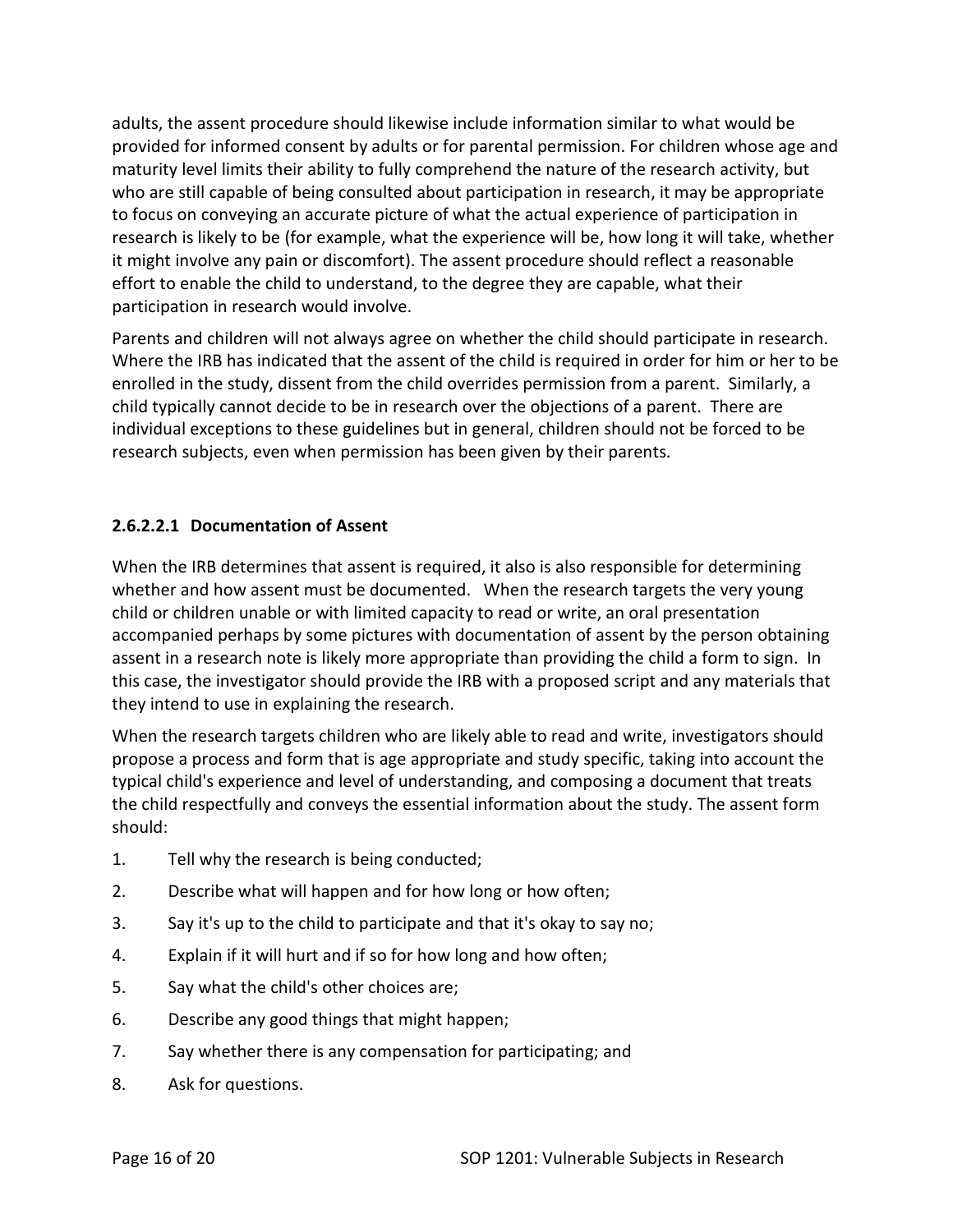adults, the assent procedure should likewise include information similar to what would be provided for informed consent by adults or for parental permission. For children whose age and maturity level limits their ability to fully comprehend the nature of the research activity, but who are still capable of being consulted about participation in research, it may be appropriate to focus on conveying an accurate picture of what the actual experience of participation in research is likely to be (for example, what the experience will be, how long it will take, whether it might involve any pain or discomfort). The assent procedure should reflect a reasonable effort to enable the child to understand, to the degree they are capable, what their participation in research would involve.

Parents and children will not always agree on whether the child should participate in research. Where the IRB has indicated that the assent of the child is required in order for him or her to be enrolled in the study, dissent from the child overrides permission from a parent. Similarly, a child typically cannot decide to be in research over the objections of a parent. There are individual exceptions to these guidelines but in general, children should not be forced to be research subjects, even when permission has been given by their parents.

#### 2.6.2.2.1 Documentation of Assent

When the IRB determines that assent is required, it also is also responsible for determining whether and how assent must be documented. When the research targets the very young child or children unable or with limited capacity to read or write, an oral presentation accompanied perhaps by some pictures with documentation of assent by the person obtaining assent in a research note is likely more appropriate than providing the child a form to sign. In this case, the investigator should provide the IRB with a proposed script and any materials that they intend to use in explaining the research.

When the research targets children who are likely able to read and write, investigators should propose a process and form that is age appropriate and study specific, taking into account the typical child's experience and level of understanding, and composing a document that treats the child respectfully and conveys the essential information about the study. The assent form should:

1. Tell why the research is being conducted;
2. Describe what will happen and for how long or how often;
3. Say it's up to the child to participate and that it's okay to say no;
4. Explain if it will hurt and if so for how long and how often;
5. Say what the child's other choices are;
6. Describe any good things that might happen;
7. Say whether there is any compensation for participating; and
8. Ask for questions.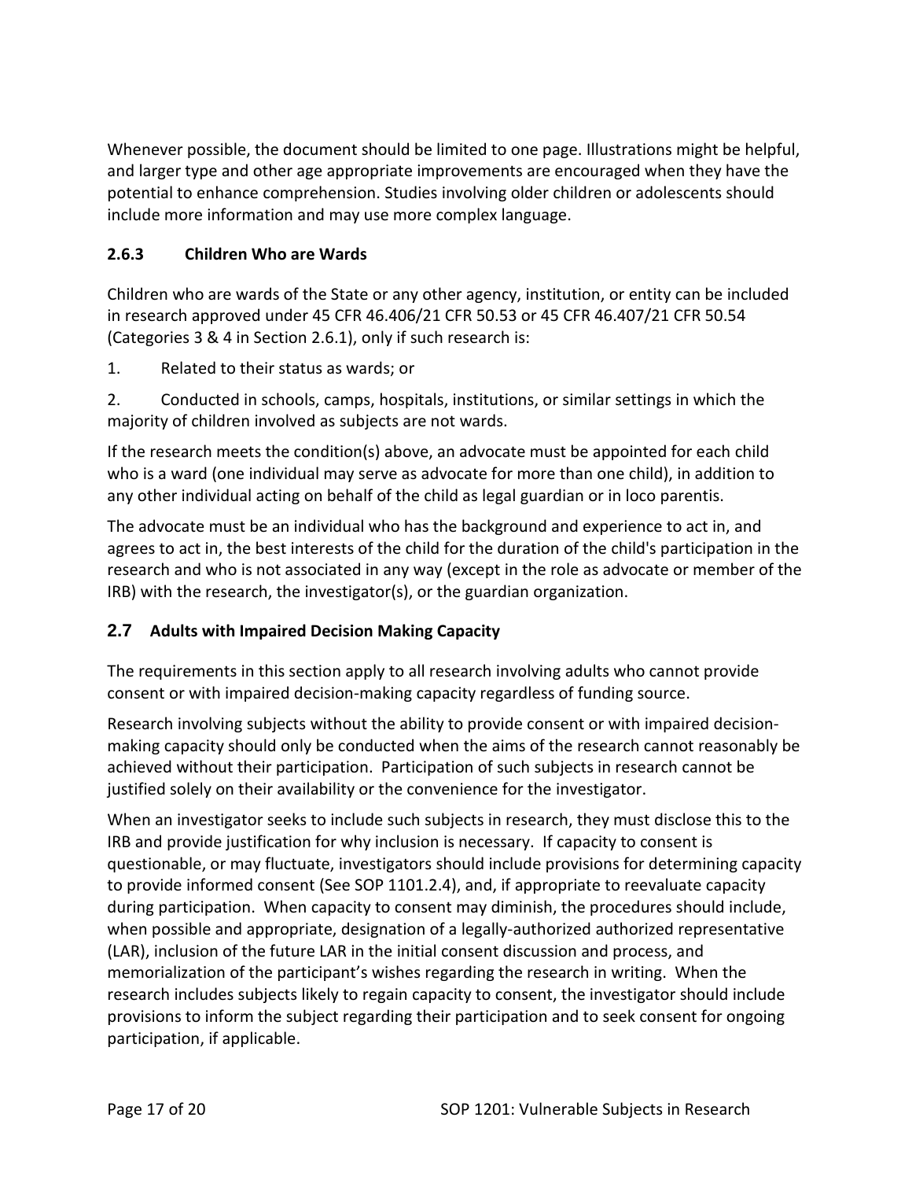Whenever possible, the document should be limited to one page. Illustrations might be helpful, and larger type and other age appropriate improvements are encouraged when they have the potential to enhance comprehension. Studies involving older children or adolescents should include more information and may use more complex language.

### 2.6.3 Children Who are Wards

Children who are wards of the State or any other agency, institution, or entity can be included in research approved under 45 CFR 46.406/21 CFR 50.53 or 45 CFR 46.407/21 CFR 50.54 (Categories 3 & 4 in Section 2.6.1), only if such research is:

1. Related to their status as wards; or
2. Conducted in schools, camps, hospitals, institutions, or similar settings in which the majority of children involved as subjects are not wards.

If the research meets the condition(s) above, an advocate must be appointed for each child who is a ward (one individual may serve as advocate for more than one child), in addition to any other individual acting on behalf of the child as legal guardian or in loco parentis.

The advocate must be an individual who has the background and experience to act in, and agrees to act in, the best interests of the child for the duration of the child's participation in the research and who is not associated in any way (except in the role as advocate or member of the IRB) with the research, the investigator(s), or the guardian organization.

## 2.7 Adults with Impaired Decision Making Capacity

The requirements in this section apply to all research involving adults who cannot provide consent or with impaired decision-making capacity regardless of funding source.

Research involving subjects without the ability to provide consent or with impaired decision-making capacity should only be conducted when the aims of the research cannot reasonably be achieved without their participation. Participation of such subjects in research cannot be justified solely on their availability or the convenience for the investigator.

When an investigator seeks to include such subjects in research, they must disclose this to the IRB and provide justification for why inclusion is necessary. If capacity to consent is questionable, or may fluctuate, investigators should include provisions for determining capacity to provide informed consent (See SOP 1101.2.4), and, if appropriate to reevaluate capacity during participation. When capacity to consent may diminish, the procedures should include, when possible and appropriate, designation of a legally-authorized authorized representative (LAR), inclusion of the future LAR in the initial consent discussion and process, and memorialization of the participant's wishes regarding the research in writing. When the research includes subjects likely to regain capacity to consent, the investigator should include provisions to inform the subject regarding their participation and to seek consent for ongoing participation, if applicable.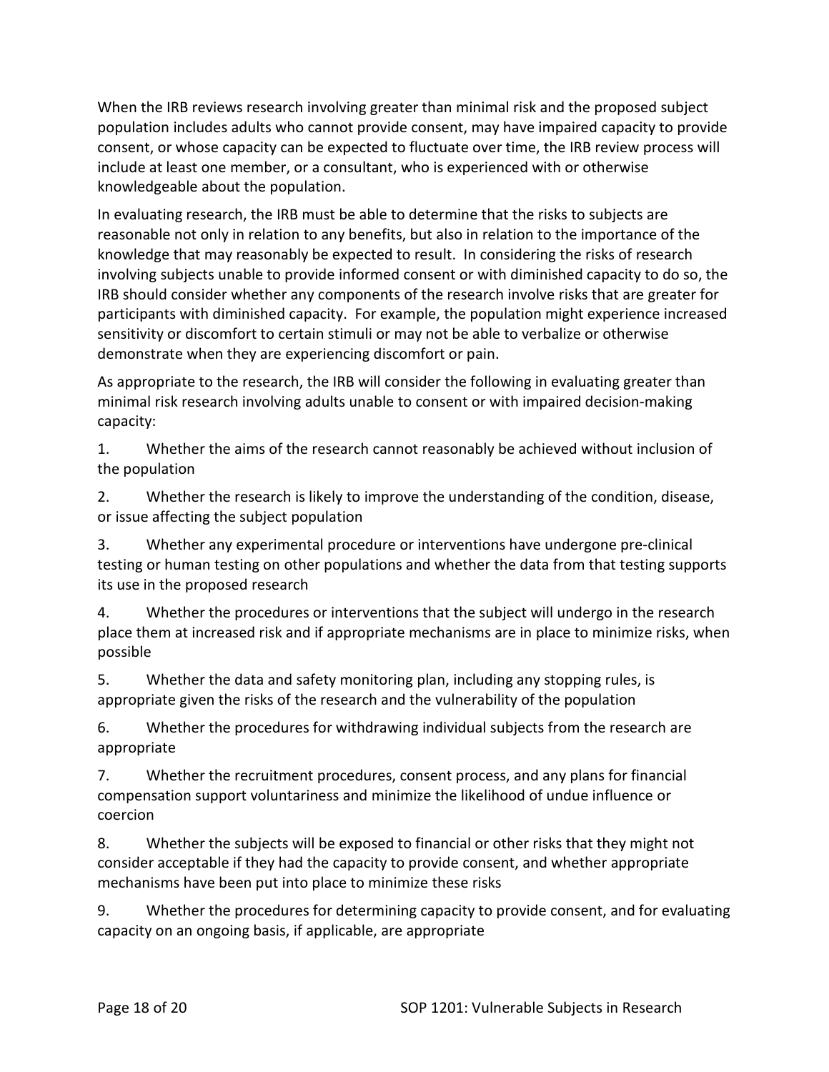When the IRB reviews research involving greater than minimal risk and the proposed subject population includes adults who cannot provide consent, may have impaired capacity to provide consent, or whose capacity can be expected to fluctuate over time, the IRB review process will include at least one member, or a consultant, who is experienced with or otherwise knowledgeable about the population.

In evaluating research, the IRB must be able to determine that the risks to subjects are reasonable not only in relation to any benefits, but also in relation to the importance of the knowledge that may reasonably be expected to result. In considering the risks of research involving subjects unable to provide informed consent or with diminished capacity to do so, the IRB should consider whether any components of the research involve risks that are greater for participants with diminished capacity. For example, the population might experience increased sensitivity or discomfort to certain stimuli or may not be able to verbalize or otherwise demonstrate when they are experiencing discomfort or pain.

As appropriate to the research, the IRB will consider the following in evaluating greater than minimal risk research involving adults unable to consent or with impaired decision-making capacity:

1. Whether the aims of the research cannot reasonably be achieved without inclusion of the population
2. Whether the research is likely to improve the understanding of the condition, disease, or issue affecting the subject population
3. Whether any experimental procedure or interventions have undergone pre-clinical testing or human testing on other populations and whether the data from that testing supports its use in the proposed research
4. Whether the procedures or interventions that the subject will undergo in the research place them at increased risk and if appropriate mechanisms are in place to minimize risks, when possible
5. Whether the data and safety monitoring plan, including any stopping rules, is appropriate given the risks of the research and the vulnerability of the population
6. Whether the procedures for withdrawing individual subjects from the research are appropriate
7. Whether the recruitment procedures, consent process, and any plans for financial compensation support voluntariness and minimize the likelihood of undue influence or coercion
8. Whether the subjects will be exposed to financial or other risks that they might not consider acceptable if they had the capacity to provide consent, and whether appropriate mechanisms have been put into place to minimize these risks
9. Whether the procedures for determining capacity to provide consent, and for evaluating capacity on an ongoing basis, if applicable, are appropriate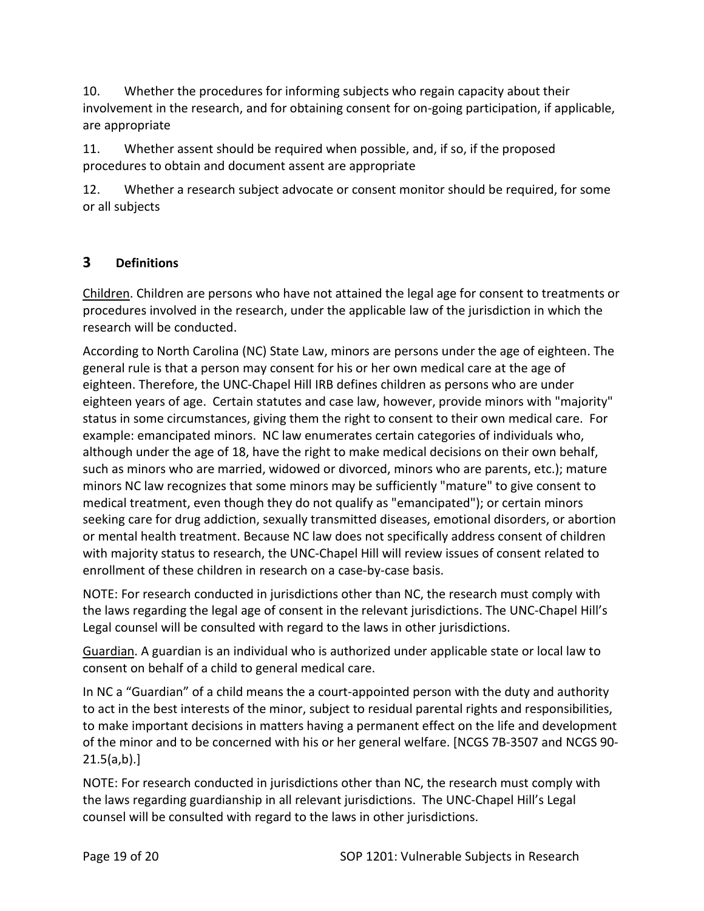10. Whether the procedures for informing subjects who regain capacity about their involvement in the research, and for obtaining consent for on-going participation, if applicable, are appropriate

11. Whether assent should be required when possible, and, if so, if the proposed procedures to obtain and document assent are appropriate

12. Whether a research subject advocate or consent monitor should be required, for some or all subjects

## 3 Definitions

Children. Children are persons who have not attained the legal age for consent to treatments or procedures involved in the research, under the applicable law of the jurisdiction in which the research will be conducted.

According to North Carolina (NC) State Law, minors are persons under the age of eighteen. The general rule is that a person may consent for his or her own medical care at the age of eighteen. Therefore, the UNC-Chapel Hill IRB defines children as persons who are under eighteen years of age. Certain statutes and case law, however, provide minors with "majority" status in some circumstances, giving them the right to consent to their own medical care. For example: emancipated minors. NC law enumerates certain categories of individuals who, although under the age of 18, have the right to make medical decisions on their own behalf, such as minors who are married, widowed or divorced, minors who are parents, etc.); mature minors NC law recognizes that some minors may be sufficiently "mature" to give consent to medical treatment, even though they do not qualify as "emancipated"); or certain minors seeking care for drug addiction, sexually transmitted diseases, emotional disorders, or abortion or mental health treatment. Because NC law does not specifically address consent of children with majority status to research, the UNC-Chapel Hill will review issues of consent related to enrollment of these children in research on a case-by-case basis.

NOTE: For research conducted in jurisdictions other than NC, the research must comply with the laws regarding the legal age of consent in the relevant jurisdictions. The UNC-Chapel Hill's Legal counsel will be consulted with regard to the laws in other jurisdictions.

Guardian. A guardian is an individual who is authorized under applicable state or local law to consent on behalf of a child to general medical care.

In NC a "Guardian" of a child means the a court-appointed person with the duty and authority to act in the best interests of the minor, subject to residual parental rights and responsibilities, to make important decisions in matters having a permanent effect on the life and development of the minor and to be concerned with his or her general welfare. [NCGS 7B-3507 and NCGS 90-21.5(a,b).]

NOTE: For research conducted in jurisdictions other than NC, the research must comply with the laws regarding guardianship in all relevant jurisdictions. The UNC-Chapel Hill's Legal counsel will be consulted with regard to the laws in other jurisdictions.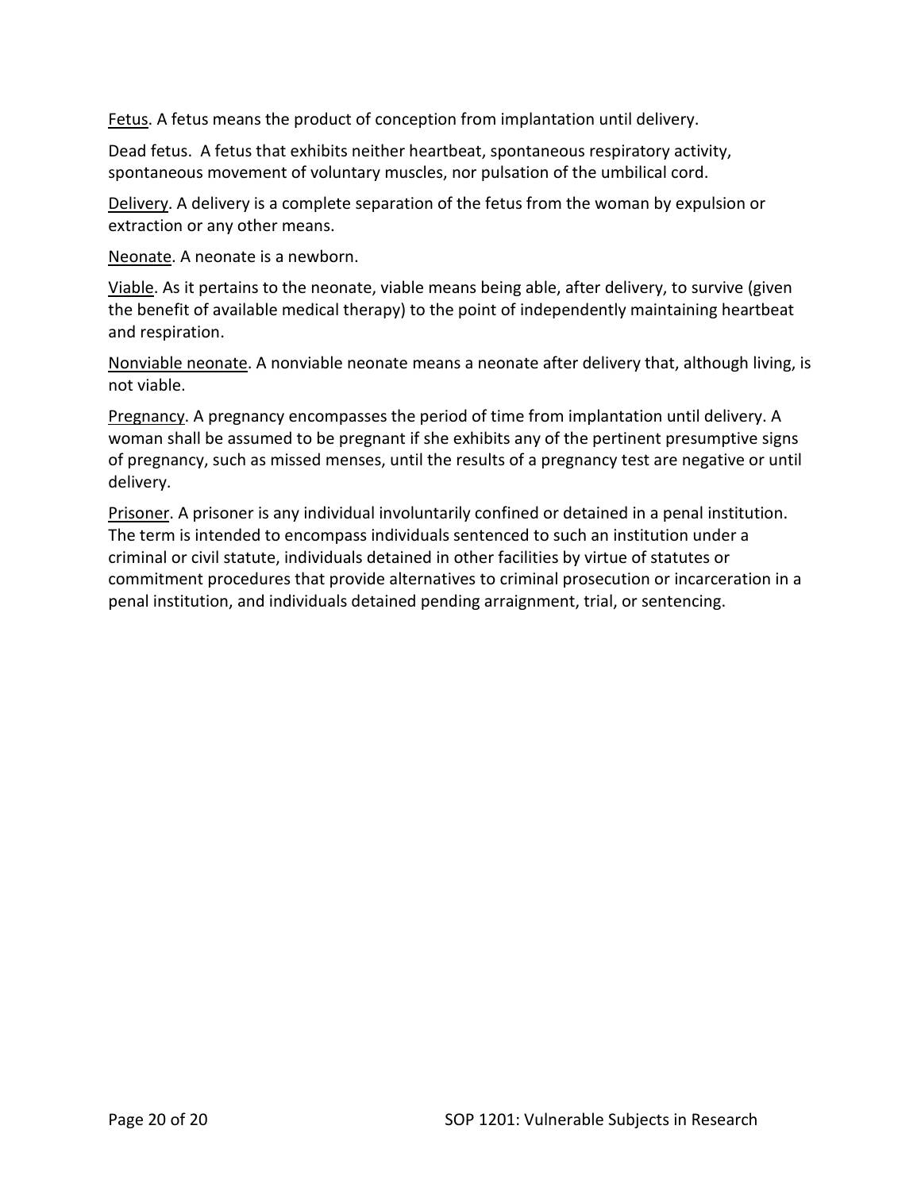<u>Fetus</u>. A fetus means the product of conception from implantation until delivery.

Dead fetus. A fetus that exhibits neither heartbeat, spontaneous respiratory activity, spontaneous movement of voluntary muscles, nor pulsation of the umbilical cord.

<u>Delivery</u>. A delivery is a complete separation of the fetus from the woman by expulsion or extraction or any other means.

<u>Neonate</u>. A neonate is a newborn.

<u>Viable</u>. As it pertains to the neonate, viable means being able, after delivery, to survive (given the benefit of available medical therapy) to the point of independently maintaining heartbeat and respiration.

<u>Nonviable neonate</u>. A nonviable neonate means a neonate after delivery that, although living, is not viable.

<u>Pregnancy</u>. A pregnancy encompasses the period of time from implantation until delivery. A woman shall be assumed to be pregnant if she exhibits any of the pertinent presumptive signs of pregnancy, such as missed menses, until the results of a pregnancy test are negative or until delivery.

<u>Prisoner</u>. A prisoner is any individual involuntarily confined or detained in a penal institution. The term is intended to encompass individuals sentenced to such an institution under a criminal or civil statute, individuals detained in other facilities by virtue of statutes or commitment procedures that provide alternatives to criminal prosecution or incarceration in a penal institution, and individuals detained pending arraignment, trial, or sentencing.